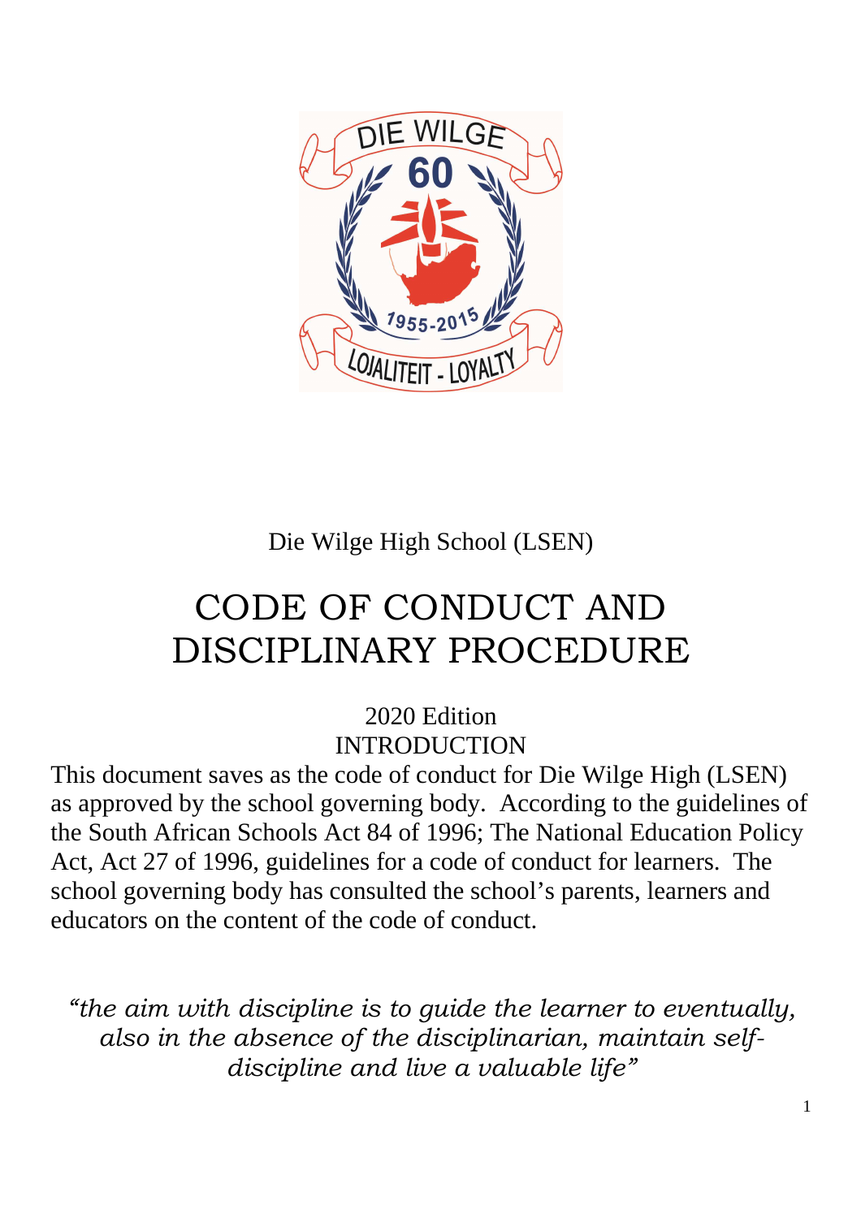Die Wilge High School (LSEN)

# CODE OF CONDUCT AND DISCIPLINARY PROCEDURE

2020 Edition

## INTRODUCTION

This document saves as the code of conduct for Die Wilge High (LSEN) as approved by the school governing body. According to the guidelines of the South African Schools Act 84 of 1996; The National Education Policy Act, Act 27 of 1996, guidelines for a code of conduct for learners. The school governing body has consulted the school's parents, learners and educators on the content of the code of conduct.

*"the aim with discipline is to guide the learner to eventually, also in the absence of the disciplinarian, maintain self-discipline and live a valuable life"*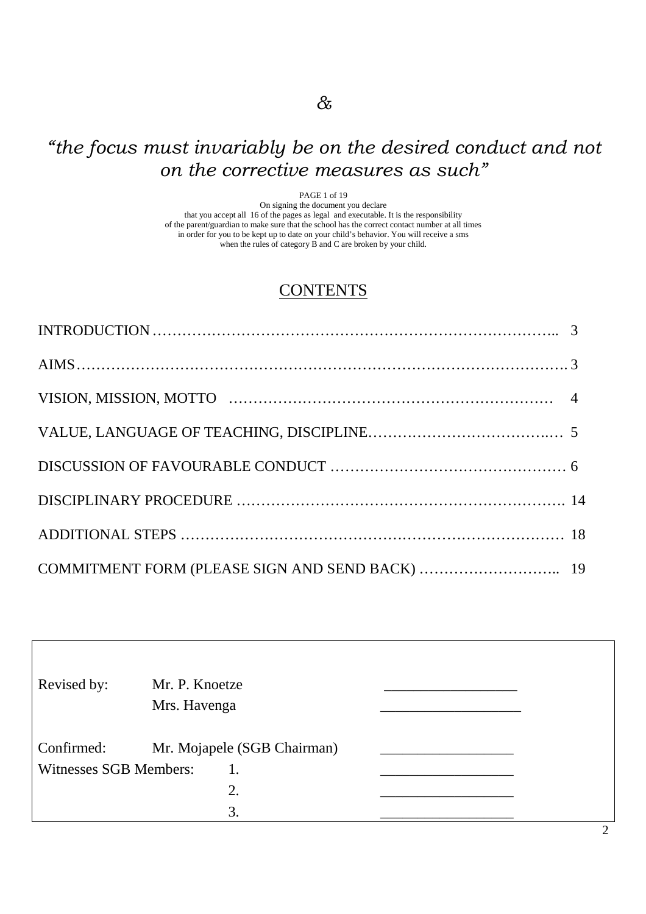&

*"the focus must invariably be on the desired conduct and not on the corrective measures as such"*

PAGE 1 of 19
On signing the document you declare
that you accept all 16 of the pages as legal and executable. It is the responsibility
of the parent/guardian to make sure that the school has the correct contact number at all times
in order for you to be kept up to date on your child's behavior. You will receive a sms
when the rules of category B and C are broken by your child.

## CONTENTS

| | |
|---|---|
| INTRODUCTION | 3 |
| AIMS | 3 |
| VISION, MISSION, MOTTO | 4 |
| VALUE, LANGUAGE OF TEACHING, DISCIPLINE | 5 |
| DISCUSSION OF FAVOURABLE CONDUCT | 6 |
| DISCIPLINARY PROCEDURE | 14 |
| ADDITIONAL STEPS | 18 |
| COMMITMENT FORM (PLEASE SIGN AND SEND BACK) | 19 |

| | | |
|---|---|---|
| Revised by: | Mr. P. Knoetze | \_\_\_\_\_\_\_\_\_\_\_\_\_\_\_\_\_\_ |
| | Mrs. Havenga | \_\_\_\_\_\_\_\_\_\_\_\_\_\_\_\_\_\_ |
| Confirmed: | Mr. Mojapele (SGB Chairman) | \_\_\_\_\_\_\_\_\_\_\_\_\_\_\_\_\_\_ |
| Witnesses SGB Members: | 1. | \_\_\_\_\_\_\_\_\_\_\_\_\_\_\_\_\_\_ |
| | 2. | \_\_\_\_\_\_\_\_\_\_\_\_\_\_\_\_\_\_ |
| | 3. | \_\_\_\_\_\_\_\_\_\_\_\_\_\_\_\_\_\_ |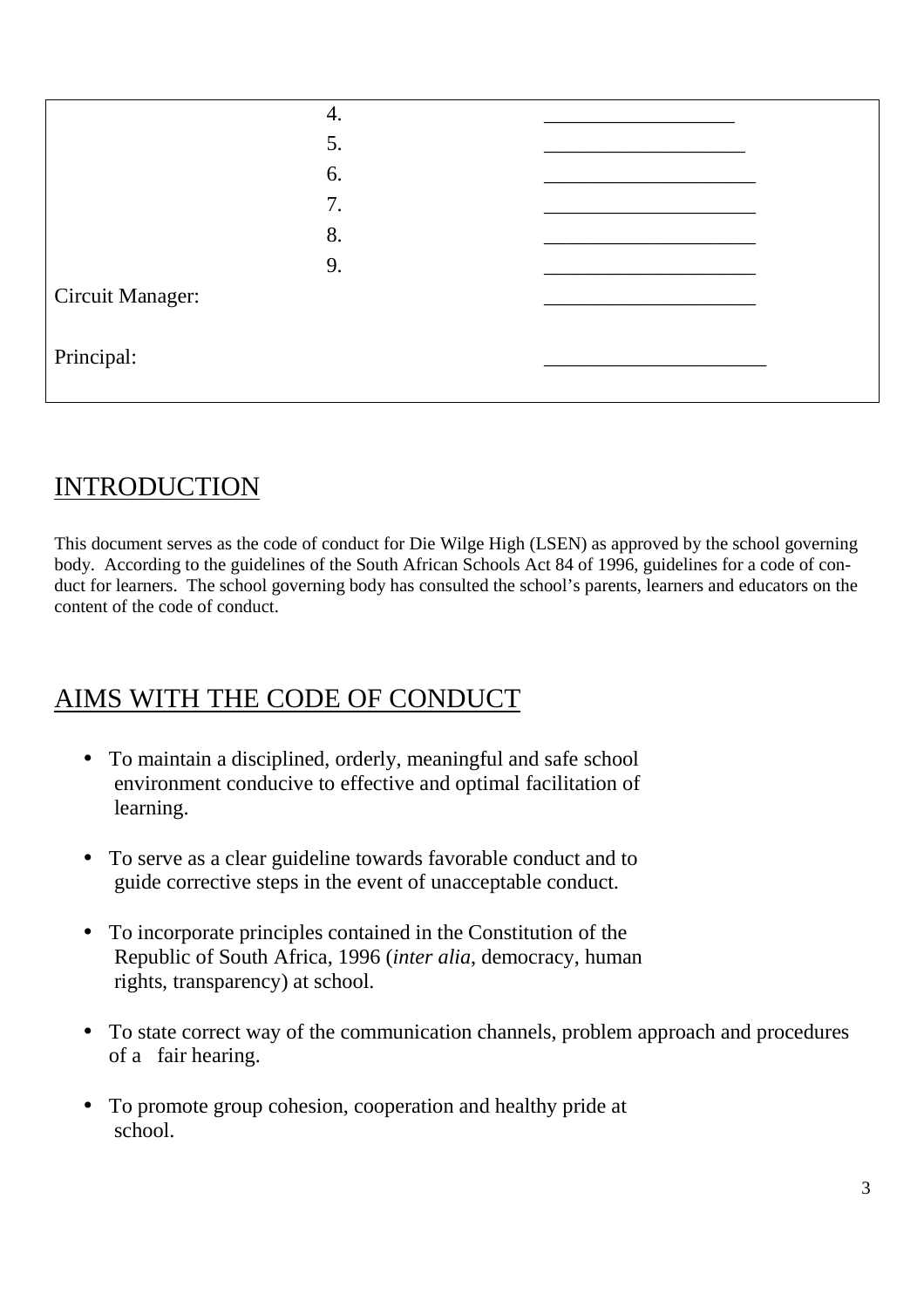| | | |
|---|---|---|
| | 4. | _________________ |
| | 5. | __________________ |
| | 6. | ___________________ |
| | 7. | ___________________ |
| | 8. | ___________________ |
| | 9. | ___________________ |
| Circuit Manager: | | ___________________ |
| Principal: | | ____________________ |

## INTRODUCTION

This document serves as the code of conduct for Die Wilge High (LSEN) as approved by the school governing body. According to the guidelines of the South African Schools Act 84 of 1996, guidelines for a code of conduct for learners. The school governing body has consulted the school's parents, learners and educators on the content of the code of conduct.

## AIMS WITH THE CODE OF CONDUCT

- To maintain a disciplined, orderly, meaningful and safe school environment conducive to effective and optimal facilitation of learning.
- To serve as a clear guideline towards favorable conduct and to guide corrective steps in the event of unacceptable conduct.
- To incorporate principles contained in the Constitution of the Republic of South Africa, 1996 (*inter alia*, democracy, human rights, transparency) at school.
- To state correct way of the communication channels, problem approach and procedures of a fair hearing.
- To promote group cohesion, cooperation and healthy pride at school.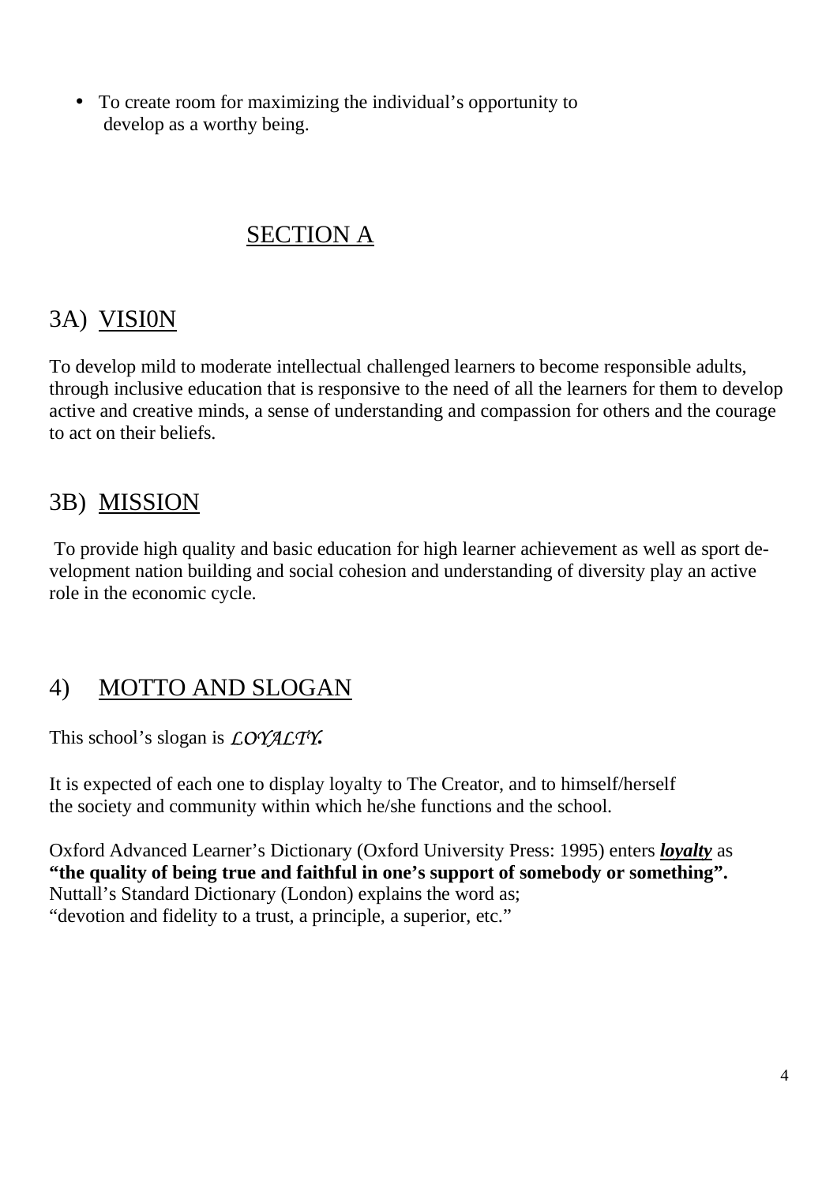- To create room for maximizing the individual's opportunity to develop as a worthy being.

## SECTION A

## 3A) VISI0N

To develop mild to moderate intellectual challenged learners to become responsible adults, through inclusive education that is responsive to the need of all the learners for them to develop active and creative minds, a sense of understanding and compassion for others and the courage to act on their beliefs.

## 3B) MISSION

To provide high quality and basic education for high learner achievement as well as sport development nation building and social cohesion and understanding of diversity play an active role in the economic cycle.

## 4) MOTTO AND SLOGAN

This school's slogan is *LOYALTY.*

It is expected of each one to display loyalty to The Creator, and to himself/herself the society and community within which he/she functions and the school.

Oxford Advanced Learner's Dictionary (Oxford University Press: 1995) enters ***loyalty*** as **"the quality of being true and faithful in one's support of somebody or something".**
Nuttall's Standard Dictionary (London) explains the word as;
"devotion and fidelity to a trust, a principle, a superior, etc."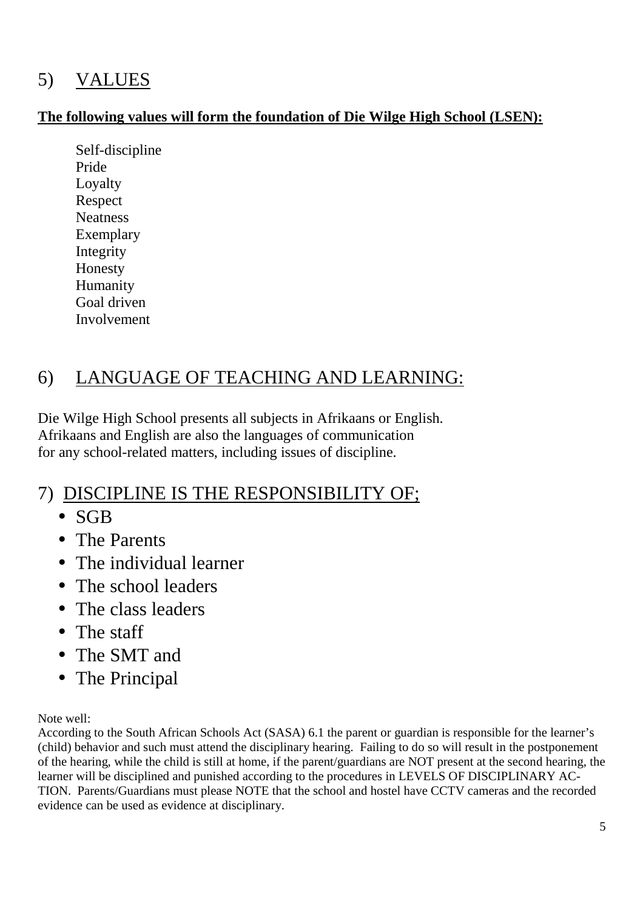## 5) VALUES

**The following values will form the foundation of Die Wilge High School (LSEN):**

Self-discipline
Pride
Loyalty
Respect
Neatness
Exemplary
Integrity
Honesty
Humanity
Goal driven
Involvement

## 6) LANGUAGE OF TEACHING AND LEARNING:

Die Wilge High School presents all subjects in Afrikaans or English.
Afrikaans and English are also the languages of communication
for any school-related matters, including issues of discipline.

## 7) DISCIPLINE IS THE RESPONSIBILITY OF;

- SGB
- The Parents
- The individual learner
- The school leaders
- The class leaders
- The staff
- The SMT and
- The Principal

Note well:
According to the South African Schools Act (SASA) 6.1 the parent or guardian is responsible for the learner's (child) behavior and such must attend the disciplinary hearing. Failing to do so will result in the postponement of the hearing, while the child is still at home, if the parent/guardians are NOT present at the second hearing, the learner will be disciplined and punished according to the procedures in LEVELS OF DISCIPLINARY ACTION. Parents/Guardians must please NOTE that the school and hostel have CCTV cameras and the recorded evidence can be used as evidence at disciplinary.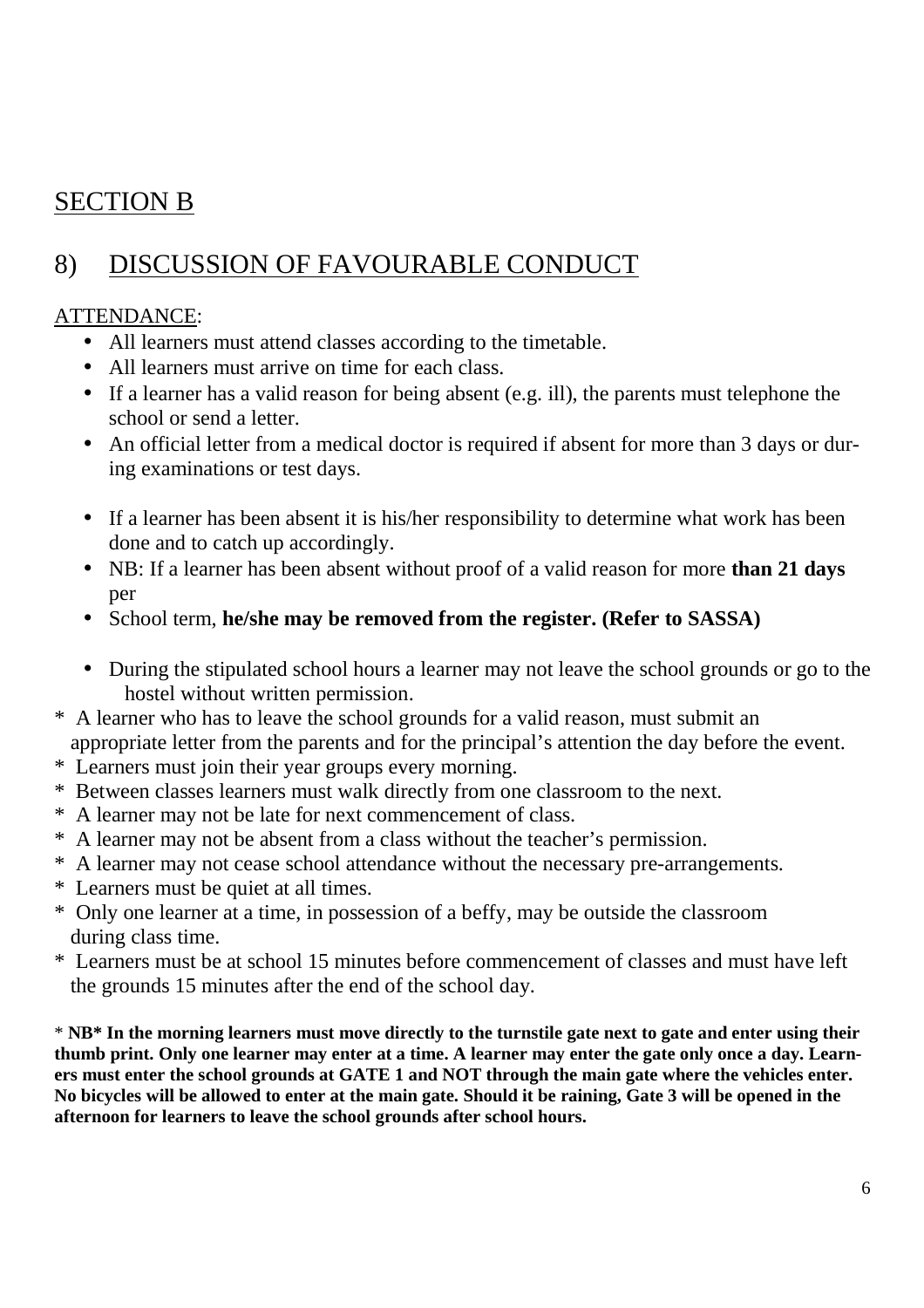## SECTION B

## 8) DISCUSSION OF FAVOURABLE CONDUCT

ATTENDANCE:

- All learners must attend classes according to the timetable.
- All learners must arrive on time for each class.
- If a learner has a valid reason for being absent (e.g. ill), the parents must telephone the school or send a letter.
- An official letter from a medical doctor is required if absent for more than 3 days or during examinations or test days.

- If a learner has been absent it is his/her responsibility to determine what work has been done and to catch up accordingly.
- NB: If a learner has been absent without proof of a valid reason for more **than 21 days** per
- School term, **he/she may be removed from the register. (Refer to SASSA)**

- During the stipulated school hours a learner may not leave the school grounds or go to the hostel without written permission.

\* A learner who has to leave the school grounds for a valid reason, must submit an appropriate letter from the parents and for the principal's attention the day before the event.
\* Learners must join their year groups every morning.
\* Between classes learners must walk directly from one classroom to the next.
\* A learner may not be late for next commencement of class.
\* A learner may not be absent from a class without the teacher's permission.
\* A learner may not cease school attendance without the necessary pre-arrangements.
\* Learners must be quiet at all times.
\* Only one learner at a time, in possession of a beffy, may be outside the classroom during class time.
\* Learners must be at school 15 minutes before commencement of classes and must have left the grounds 15 minutes after the end of the school day.

\* **NB\* In the morning learners must move directly to the turnstile gate next to gate and enter using their thumb print. Only one learner may enter at a time. A learner may enter the gate only once a day. Learners must enter the school grounds at GATE 1 and NOT through the main gate where the vehicles enter. No bicycles will be allowed to enter at the main gate. Should it be raining, Gate 3 will be opened in the afternoon for learners to leave the school grounds after school hours.**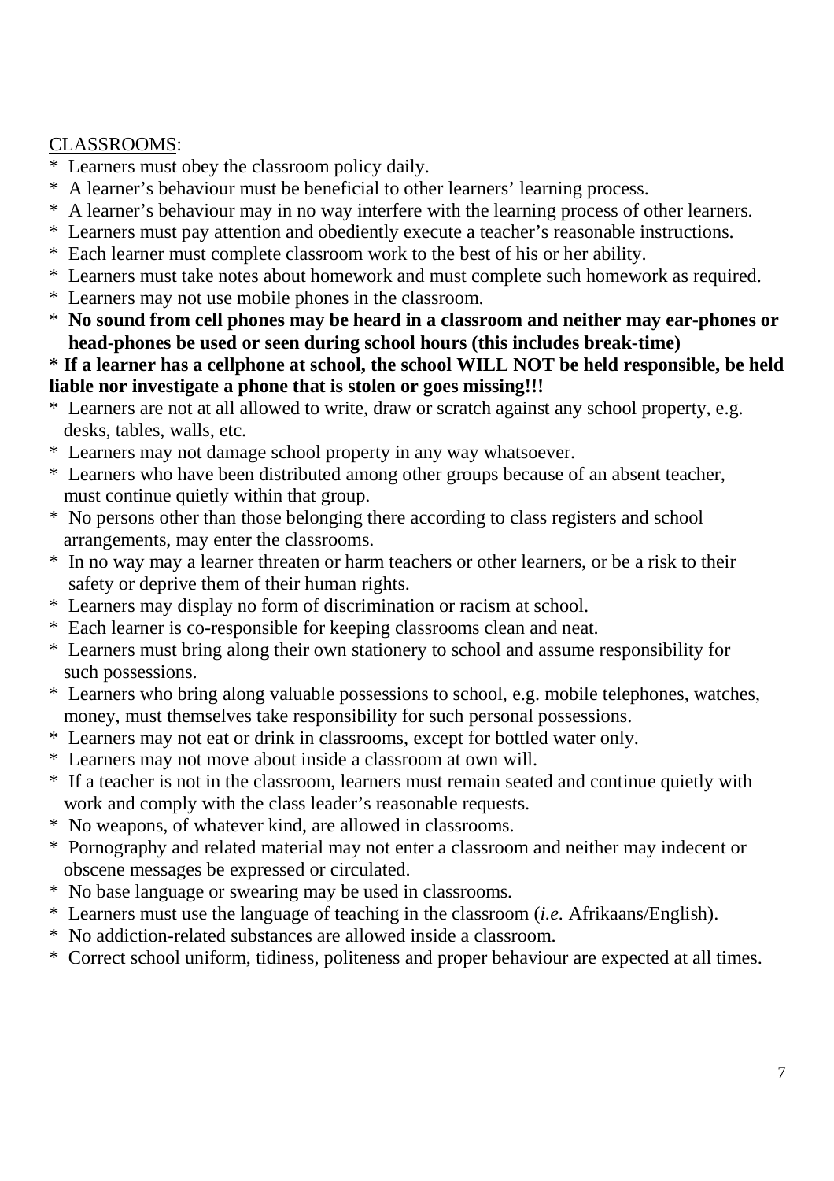<u>CLASSROOMS</u>:

* Learners must obey the classroom policy daily.
* A learner's behaviour must be beneficial to other learners' learning process.
* A learner's behaviour may in no way interfere with the learning process of other learners.
* Learners must pay attention and obediently execute a teacher's reasonable instructions.
* Each learner must complete classroom work to the best of his or her ability.
* Learners must take notes about homework and must complete such homework as required.
* Learners may not use mobile phones in the classroom.
* **No sound from cell phones may be heard in a classroom and neither may ear-phones or head-phones be used or seen during school hours (this includes break-time)**

**\* If a learner has a cellphone at school, the school WILL NOT be held responsible, be held liable nor investigate a phone that is stolen or goes missing!!!**

* Learners are not at all allowed to write, draw or scratch against any school property, e.g. desks, tables, walls, etc.
* Learners may not damage school property in any way whatsoever.
* Learners who have been distributed among other groups because of an absent teacher, must continue quietly within that group.
* No persons other than those belonging there according to class registers and school arrangements, may enter the classrooms.
* In no way may a learner threaten or harm teachers or other learners, or be a risk to their safety or deprive them of their human rights.
* Learners may display no form of discrimination or racism at school.
* Each learner is co-responsible for keeping classrooms clean and neat.
* Learners must bring along their own stationery to school and assume responsibility for such possessions.
* Learners who bring along valuable possessions to school, e.g. mobile telephones, watches, money, must themselves take responsibility for such personal possessions.
* Learners may not eat or drink in classrooms, except for bottled water only.
* Learners may not move about inside a classroom at own will.
* If a teacher is not in the classroom, learners must remain seated and continue quietly with work and comply with the class leader's reasonable requests.
* No weapons, of whatever kind, are allowed in classrooms.
* Pornography and related material may not enter a classroom and neither may indecent or obscene messages be expressed or circulated.
* No base language or swearing may be used in classrooms.
* Learners must use the language of teaching in the classroom (*i.e.* Afrikaans/English).
* No addiction-related substances are allowed inside a classroom.
* Correct school uniform, tidiness, politeness and proper behaviour are expected at all times.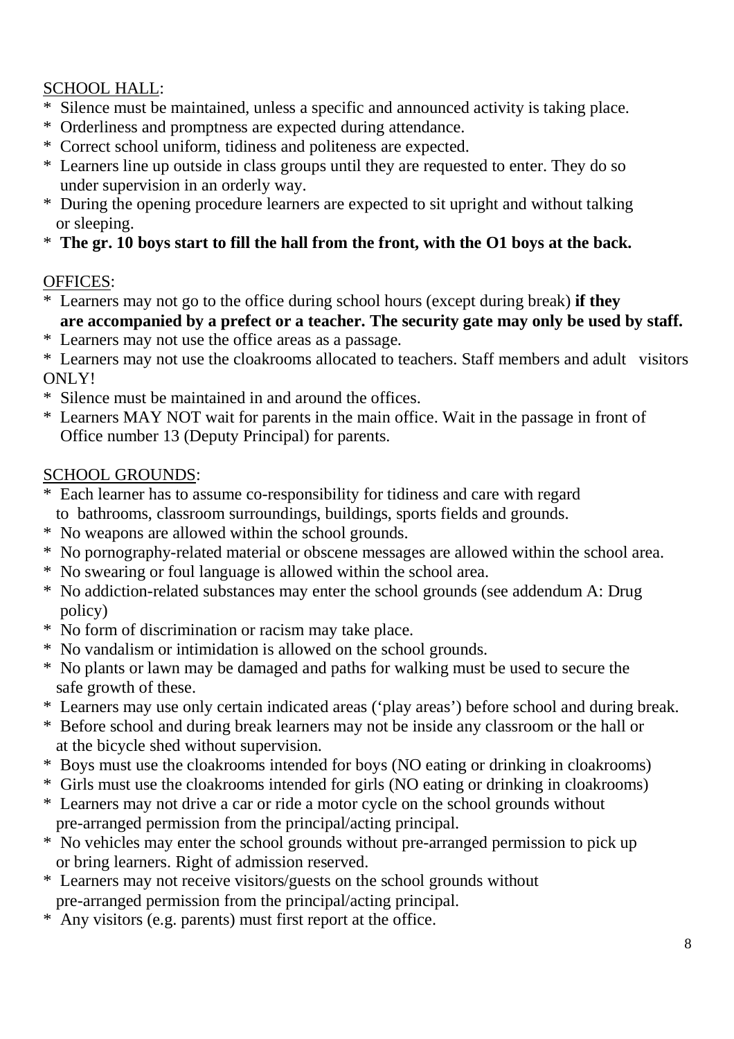SCHOOL HALL:

* Silence must be maintained, unless a specific and announced activity is taking place.
* Orderliness and promptness are expected during attendance.
* Correct school uniform, tidiness and politeness are expected.
* Learners line up outside in class groups until they are requested to enter. They do so under supervision in an orderly way.
* During the opening procedure learners are expected to sit upright and without talking or sleeping.
* **The gr. 10 boys start to fill the hall from the front, with the O1 boys at the back.**

OFFICES:

* Learners may not go to the office during school hours (except during break) **if they are accompanied by a prefect or a teacher. The security gate may only be used by staff.**
* Learners may not use the office areas as a passage.
* Learners may not use the cloakrooms allocated to teachers. Staff members and adult visitors ONLY!
* Silence must be maintained in and around the offices.
* Learners MAY NOT wait for parents in the main office. Wait in the passage in front of Office number 13 (Deputy Principal) for parents.

SCHOOL GROUNDS:

* Each learner has to assume co-responsibility for tidiness and care with regard to bathrooms, classroom surroundings, buildings, sports fields and grounds.
* No weapons are allowed within the school grounds.
* No pornography-related material or obscene messages are allowed within the school area.
* No swearing or foul language is allowed within the school area.
* No addiction-related substances may enter the school grounds (see addendum A: Drug policy)
* No form of discrimination or racism may take place.
* No vandalism or intimidation is allowed on the school grounds.
* No plants or lawn may be damaged and paths for walking must be used to secure the safe growth of these.
* Learners may use only certain indicated areas ('play areas') before school and during break.
* Before school and during break learners may not be inside any classroom or the hall or at the bicycle shed without supervision.
* Boys must use the cloakrooms intended for boys (NO eating or drinking in cloakrooms)
* Girls must use the cloakrooms intended for girls (NO eating or drinking in cloakrooms)
* Learners may not drive a car or ride a motor cycle on the school grounds without pre-arranged permission from the principal/acting principal.
* No vehicles may enter the school grounds without pre-arranged permission to pick up or bring learners. Right of admission reserved.
* Learners may not receive visitors/guests on the school grounds without pre-arranged permission from the principal/acting principal.
* Any visitors (e.g. parents) must first report at the office.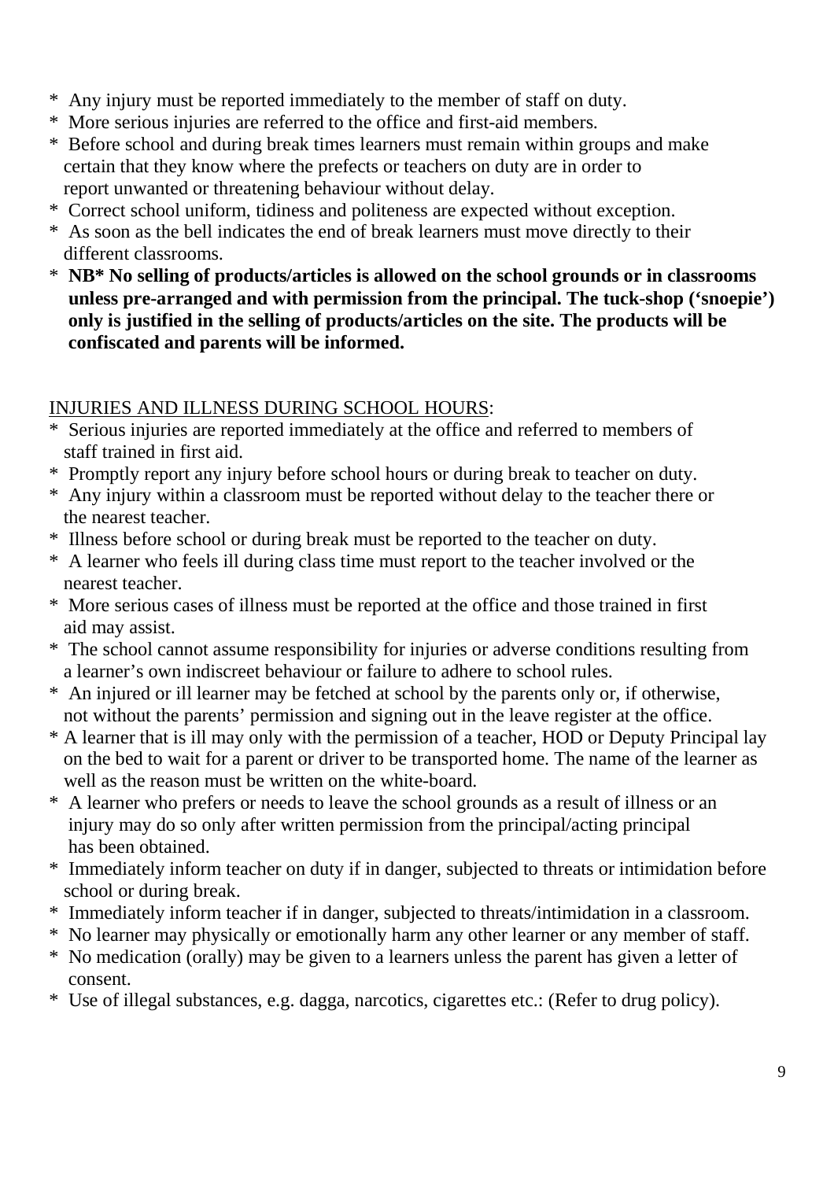* Any injury must be reported immediately to the member of staff on duty.
* More serious injuries are referred to the office and first-aid members.
* Before school and during break times learners must remain within groups and make certain that they know where the prefects or teachers on duty are in order to report unwanted or threatening behaviour without delay.
* Correct school uniform, tidiness and politeness are expected without exception.
* As soon as the bell indicates the end of break learners must move directly to their different classrooms.
* **NB* No selling of products/articles is allowed on the school grounds or in classrooms unless pre-arranged and with permission from the principal. The tuck-shop ('snoepie') only is justified in the selling of products/articles on the site. The products will be confiscated and parents will be informed.**

<u>INJURIES AND ILLNESS DURING SCHOOL HOURS</u>:

* Serious injuries are reported immediately at the office and referred to members of staff trained in first aid.
* Promptly report any injury before school hours or during break to teacher on duty.
* Any injury within a classroom must be reported without delay to the teacher there or the nearest teacher.
* Illness before school or during break must be reported to the teacher on duty.
* A learner who feels ill during class time must report to the teacher involved or the nearest teacher.
* More serious cases of illness must be reported at the office and those trained in first aid may assist.
* The school cannot assume responsibility for injuries or adverse conditions resulting from a learner's own indiscreet behaviour or failure to adhere to school rules.
* An injured or ill learner may be fetched at school by the parents only or, if otherwise, not without the parents' permission and signing out in the leave register at the office.
* A learner that is ill may only with the permission of a teacher, HOD or Deputy Principal lay on the bed to wait for a parent or driver to be transported home. The name of the learner as well as the reason must be written on the white-board.
* A learner who prefers or needs to leave the school grounds as a result of illness or an injury may do so only after written permission from the principal/acting principal has been obtained.
* Immediately inform teacher on duty if in danger, subjected to threats or intimidation before school or during break.
* Immediately inform teacher if in danger, subjected to threats/intimidation in a classroom.
* No learner may physically or emotionally harm any other learner or any member of staff.
* No medication (orally) may be given to a learners unless the parent has given a letter of consent.
* Use of illegal substances, e.g. dagga, narcotics, cigarettes etc.: (Refer to drug policy).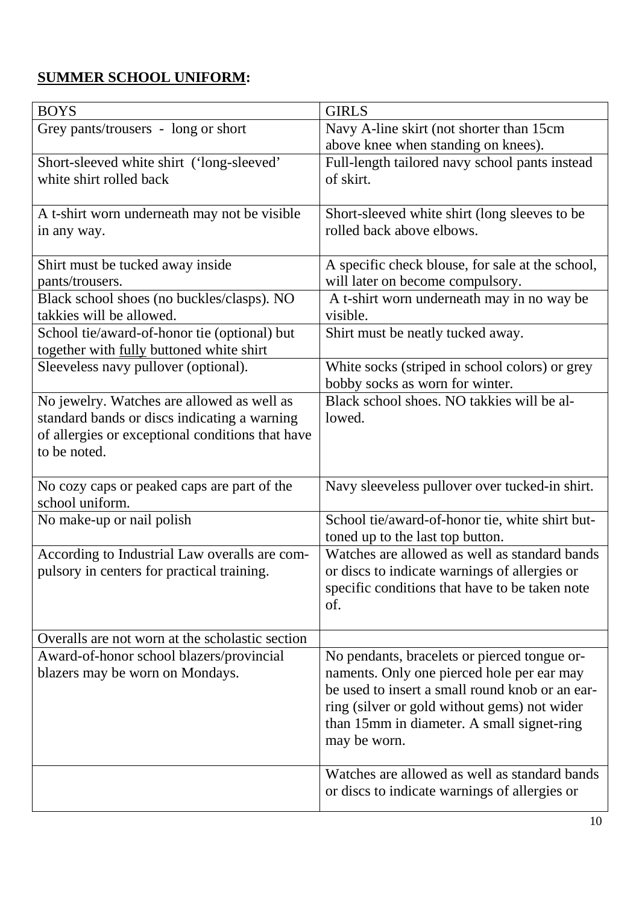## **SUMMER SCHOOL UNIFORM:**

| BOYS | GIRLS |
|---|---|
| Grey pants/trousers - long or short | Navy A-line skirt (not shorter than 15cm above knee when standing on knees). |
| Short-sleeved white shirt ('long-sleeved' white shirt rolled back | Full-length tailored navy school pants instead of skirt. |
| A t-shirt worn underneath may not be visible in any way. | Short-sleeved white shirt (long sleeves to be rolled back above elbows. |
| Shirt must be tucked away inside pants/trousers. | A specific check blouse, for sale at the school, will later on become compulsory. |
| Black school shoes (no buckles/clasps). NO takkies will be allowed. | A t-shirt worn underneath may in no way be visible. |
| School tie/award-of-honor tie (optional) but together with <u>fully</u> buttoned white shirt | Shirt must be neatly tucked away. |
| Sleeveless navy pullover (optional). | White socks (striped in school colors) or grey bobby socks as worn for winter. |
| No jewelry. Watches are allowed as well as standard bands or discs indicating a warning of allergies or exceptional conditions that have to be noted. | Black school shoes. NO takkies will be allowed. |
| No cozy caps or peaked caps are part of the school uniform. | Navy sleeveless pullover over tucked-in shirt. |
| No make-up or nail polish | School tie/award-of-honor tie, white shirt buttoned up to the last top button. |
| According to Industrial Law overalls are compulsory in centers for practical training. | Watches are allowed as well as standard bands or discs to indicate warnings of allergies or specific conditions that have to be taken note of. |
| Overalls are not worn at the scholastic section | |
| Award-of-honor school blazers/provincial blazers may be worn on Mondays. | No pendants, bracelets or pierced tongue ornaments. Only one pierced hole per ear may be used to insert a small round knob or an earring (silver or gold without gems) not wider than 15mm in diameter. A small signet-ring may be worn. |
| | Watches are allowed as well as standard bands or discs to indicate warnings of allergies or |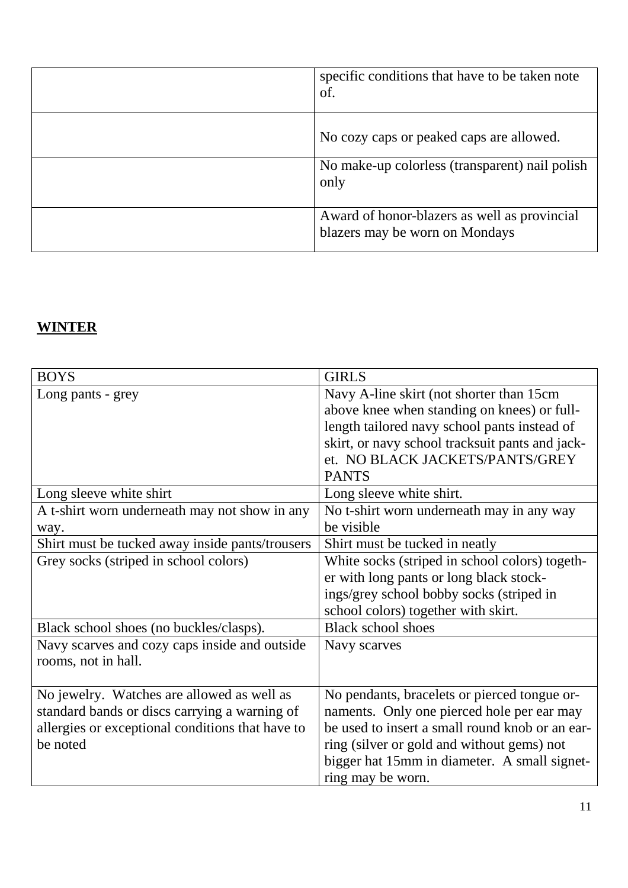|  |  |
|---|---|
|  | specific conditions that have to be taken note of. |
|  | No cozy caps or peaked caps are allowed. |
|  | No make-up colorless (transparent) nail polish only |
|  | Award of honor-blazers as well as provincial blazers may be worn on Mondays |

## WINTER

| BOYS | GIRLS |
|---|---|
| Long pants - grey | Navy A-line skirt (not shorter than 15cm above knee when standing on knees) or full-length tailored navy school pants instead of skirt, or navy school tracksuit pants and jacket. NO BLACK JACKETS/PANTS/GREY PANTS |
| Long sleeve white shirt | Long sleeve white shirt. |
| A t-shirt worn underneath may not show in any way. | No t-shirt worn underneath may in any way be visible |
| Shirt must be tucked away inside pants/trousers | Shirt must be tucked in neatly |
| Grey socks (striped in school colors) | White socks (striped in school colors) together with long pants or long black stockings/grey school bobby socks (striped in school colors) together with skirt. |
| Black school shoes (no buckles/clasps). | Black school shoes |
| Navy scarves and cozy caps inside and outside rooms, not in hall. | Navy scarves |
| No jewelry. Watches are allowed as well as standard bands or discs carrying a warning of allergies or exceptional conditions that have to be noted | No pendants, bracelets or pierced tongue ornaments. Only one pierced hole per ear may be used to insert a small round knob or an earring (silver or gold and without gems) not bigger hat 15mm in diameter. A small signet-ring may be worn. |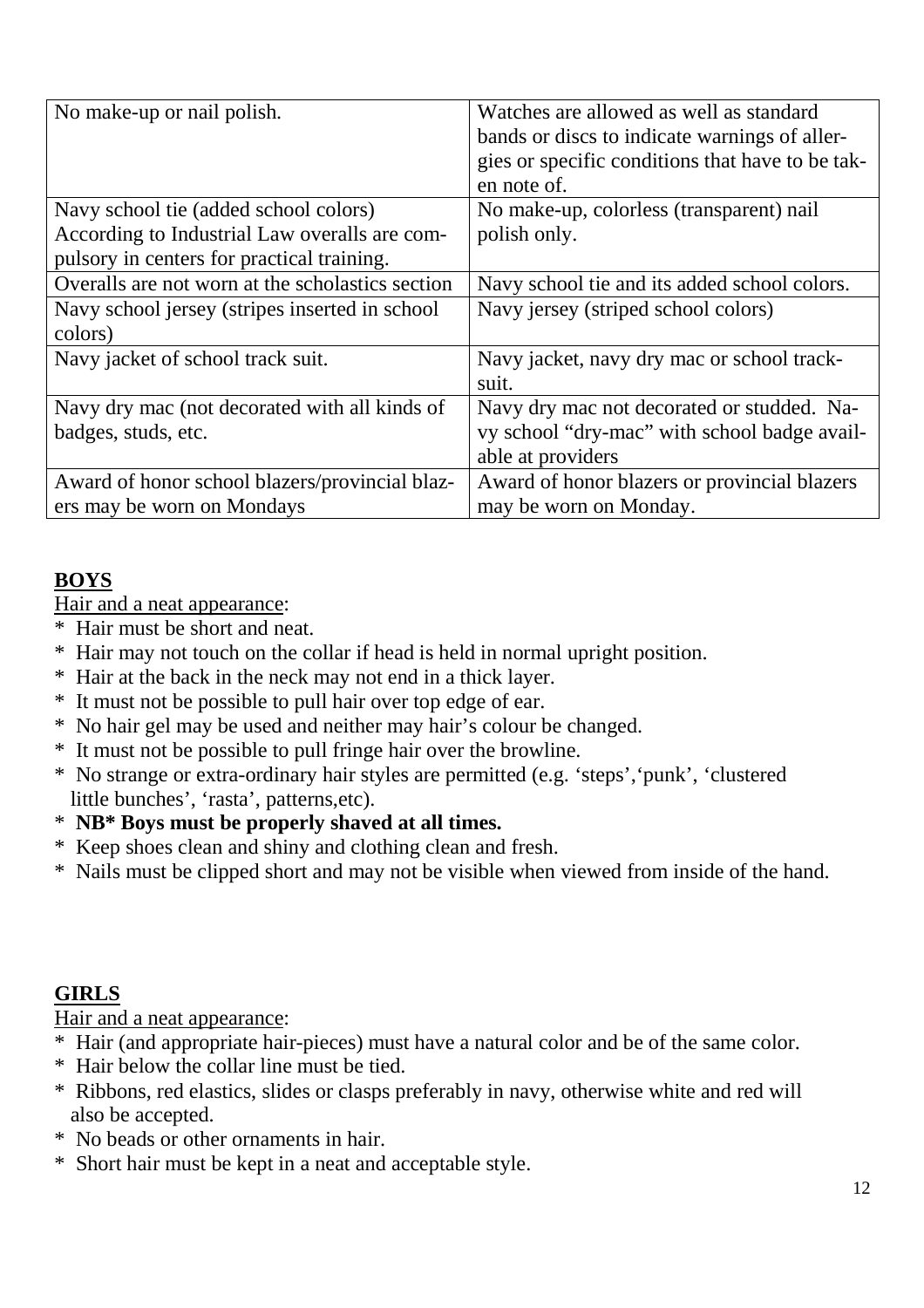| | |
|---|---|
| No make-up or nail polish. | Watches are allowed as well as standard bands or discs to indicate warnings of allergies or specific conditions that have to be taken note of. |
| Navy school tie (added school colors) According to Industrial Law overalls are compulsory in centers for practical training. | No make-up, colorless (transparent) nail polish only. |
| Overalls are not worn at the scholastics section | Navy school tie and its added school colors. |
| Navy school jersey (stripes inserted in school colors) | Navy jersey (striped school colors) |
| Navy jacket of school track suit. | Navy jacket, navy dry mac or school tracksuit. |
| Navy dry mac (not decorated with all kinds of badges, studs, etc. | Navy dry mac not decorated or studded. Navy school "dry-mac" with school badge available at providers |
| Award of honor school blazers/provincial blazers may be worn on Mondays | Award of honor blazers or provincial blazers may be worn on Monday. |

## BOYS

Hair and a neat appearance:

* Hair must be short and neat.
* Hair may not touch on the collar if head is held in normal upright position.
* Hair at the back in the neck may not end in a thick layer.
* It must not be possible to pull hair over top edge of ear.
* No hair gel may be used and neither may hair's colour be changed.
* It must not be possible to pull fringe hair over the browline.
* No strange or extra-ordinary hair styles are permitted (e.g. 'steps','punk', 'clustered little bunches', 'rasta', patterns,etc).
* **NB* Boys must be properly shaved at all times.**
* Keep shoes clean and shiny and clothing clean and fresh.
* Nails must be clipped short and may not be visible when viewed from inside of the hand.

## GIRLS

Hair and a neat appearance:

* Hair (and appropriate hair-pieces) must have a natural color and be of the same color.
* Hair below the collar line must be tied.
* Ribbons, red elastics, slides or clasps preferably in navy, otherwise white and red will also be accepted.
* No beads or other ornaments in hair.
* Short hair must be kept in a neat and acceptable style.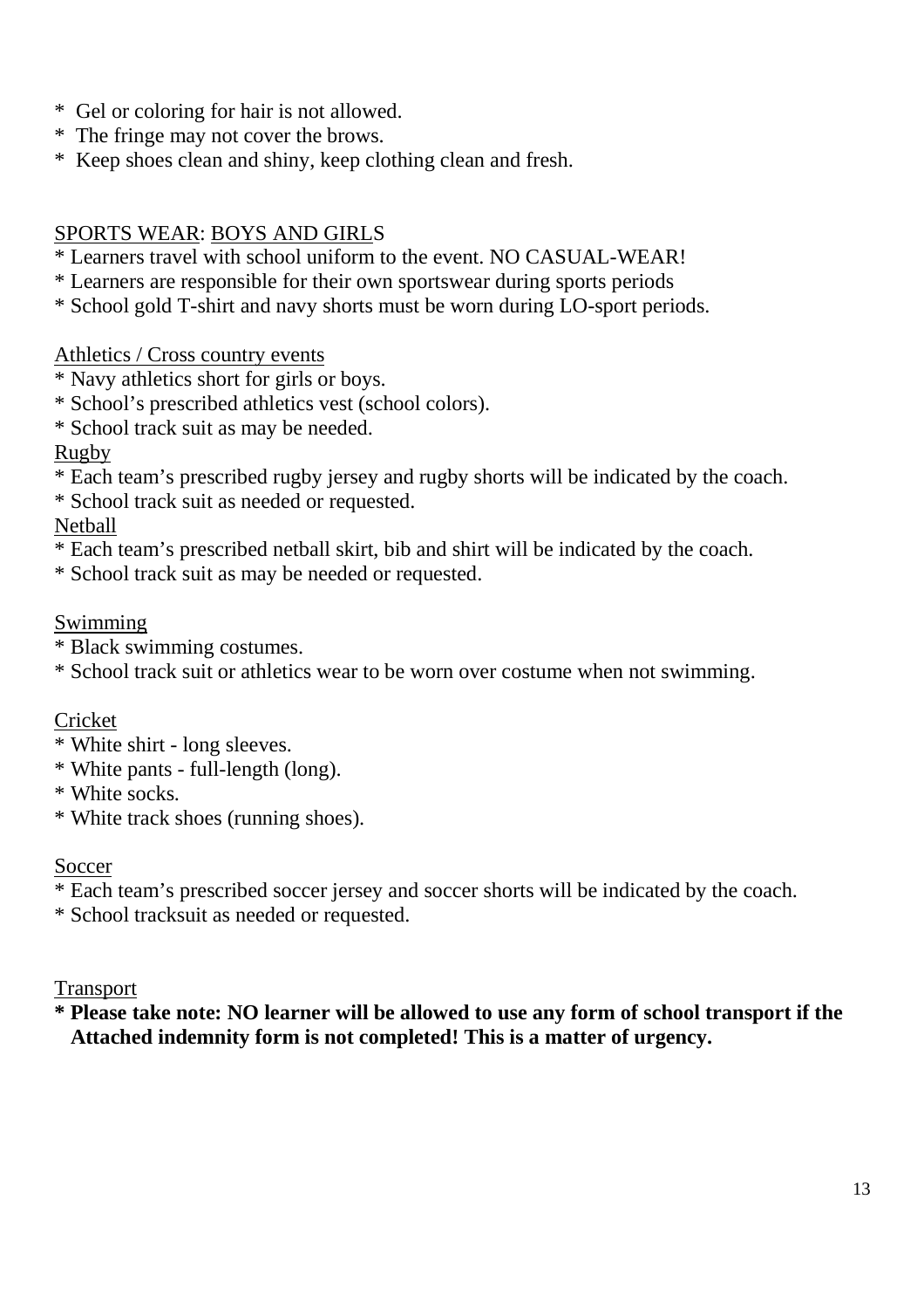* Gel or coloring for hair is not allowed.
* The fringe may not cover the brows.
* Keep shoes clean and shiny, keep clothing clean and fresh.

<u>SPORTS WEAR</u>: <u>BOYS AND GIRL</u>S

* Learners travel with school uniform to the event. NO CASUAL-WEAR!
* Learners are responsible for their own sportswear during sports periods
* School gold T-shirt and navy shorts must be worn during LO-sport periods.

<u>Athletics / Cross country events</u>

* Navy athletics short for girls or boys.
* School's prescribed athletics vest (school colors).
* School track suit as may be needed.

<u>Rugby</u>

* Each team's prescribed rugby jersey and rugby shorts will be indicated by the coach.
* School track suit as needed or requested.

<u>Netball</u>

* Each team's prescribed netball skirt, bib and shirt will be indicated by the coach.
* School track suit as may be needed or requested.

<u>Swimming</u>

* Black swimming costumes.
* School track suit or athletics wear to be worn over costume when not swimming.

<u>Cricket</u>

* White shirt - long sleeves.
* White pants - full-length (long).
* White socks.
* White track shoes (running shoes).

<u>Soccer</u>

* Each team's prescribed soccer jersey and soccer shorts will be indicated by the coach.
* School tracksuit as needed or requested.

<u>Transport</u>

* **Please take note: NO learner will be allowed to use any form of school transport if the Attached indemnity form is not completed! This is a matter of urgency.**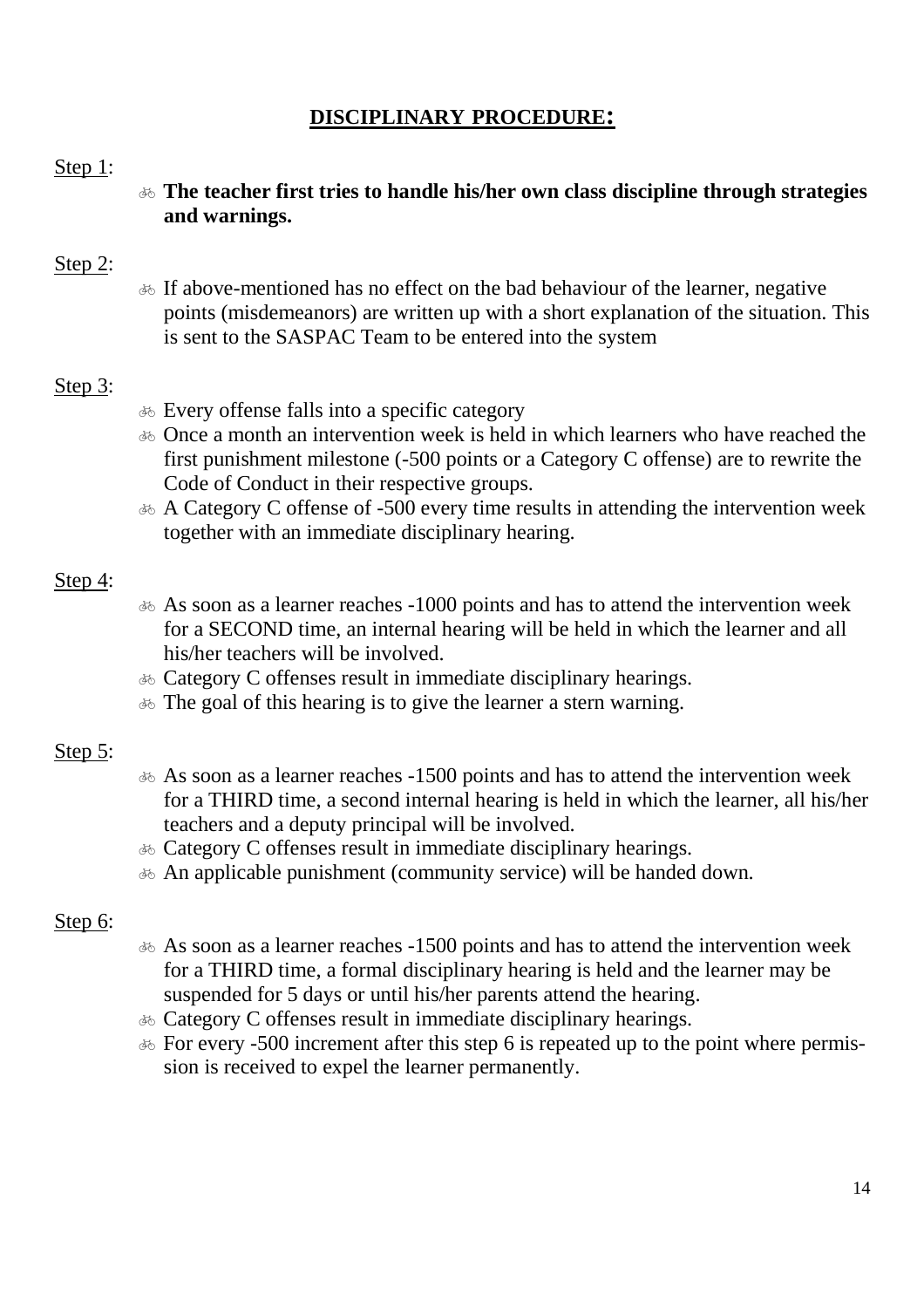## DISCLIPLINARY PROCEDURE:

Step 1:

- **The teacher first tries to handle his/her own class discipline through strategies and warnings.**

Step 2:

- If above-mentioned has no effect on the bad behaviour of the learner, negative points (misdemeanors) are written up with a short explanation of the situation. This is sent to the SASPAC Team to be entered into the system

Step 3:

- Every offense falls into a specific category
- Once a month an intervention week is held in which learners who have reached the first punishment milestone (-500 points or a Category C offense) are to rewrite the Code of Conduct in their respective groups.
- A Category C offense of -500 every time results in attending the intervention week together with an immediate disciplinary hearing.

Step 4:

- As soon as a learner reaches -1000 points and has to attend the intervention week for a SECOND time, an internal hearing will be held in which the learner and all his/her teachers will be involved.
- Category C offenses result in immediate disciplinary hearings.
- The goal of this hearing is to give the learner a stern warning.

Step 5:

- As soon as a learner reaches -1500 points and has to attend the intervention week for a THIRD time, a second internal hearing is held in which the learner, all his/her teachers and a deputy principal will be involved.
- Category C offenses result in immediate disciplinary hearings.
- An applicable punishment (community service) will be handed down.

Step 6:

- As soon as a learner reaches -1500 points and has to attend the intervention week for a THIRD time, a formal disciplinary hearing is held and the learner may be suspended for 5 days or until his/her parents attend the hearing.
- Category C offenses result in immediate disciplinary hearings.
- For every -500 increment after this step 6 is repeated up to the point where permission is received to expel the learner permanently.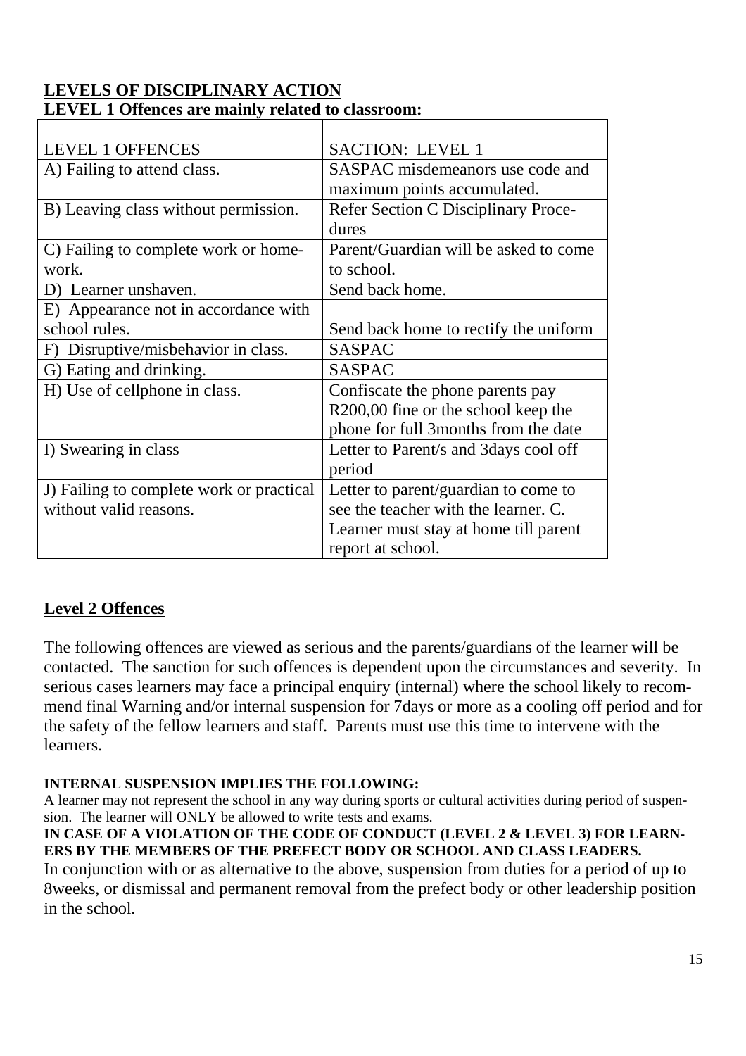## LEVELS OF DISCIPLINARY ACTION

**LEVEL 1 Offences are mainly related to classroom:**

| LEVEL 1 OFFENCES | SACTION: LEVEL 1 |
|---|---|
| A) Failing to attend class. | SASPAC misdemeanors use code and maximum points accumulated. |
| B) Leaving class without permission. | Refer Section C Disciplinary Procedures |
| C) Failing to complete work or homework. | Parent/Guardian will be asked to come to school. |
| D) Learner unshaven. | Send back home. |
| E) Appearance not in accordance with school rules. | Send back home to rectify the uniform |
| F) Disruptive/misbehavior in class. | SASPAC |
| G) Eating and drinking. | SASPAC |
| H) Use of cellphone in class. | Confiscate the phone parents pay R200,00 fine or the school keep the phone for full 3months from the date |
| I) Swearing in class | Letter to Parent/s and 3days cool off period |
| J) Failing to complete work or practical without valid reasons. | Letter to parent/guardian to come to see the teacher with the learner. C. Learner must stay at home till parent report at school. |

## Level 2 Offences

The following offences are viewed as serious and the parents/guardians of the learner will be contacted. The sanction for such offences is dependent upon the circumstances and severity. In serious cases learners may face a principal enquiry (internal) where the school likely to recommend final Warning and/or internal suspension for 7days or more as a cooling off period and for the safety of the fellow learners and staff. Parents must use this time to intervene with the learners.

**INTERNAL SUSPENSION IMPLIES THE FOLLOWING:**

A learner may not represent the school in any way during sports or cultural activities during period of suspension. The learner will ONLY be allowed to write tests and exams.

**IN CASE OF A VIOLATION OF THE CODE OF CONDUCT (LEVEL 2 & LEVEL 3) FOR LEARNERS BY THE MEMBERS OF THE PREFECT BODY OR SCHOOL AND CLASS LEADERS.**

In conjunction with or as alternative to the above, suspension from duties for a period of up to 8weeks, or dismissal and permanent removal from the prefect body or other leadership position in the school.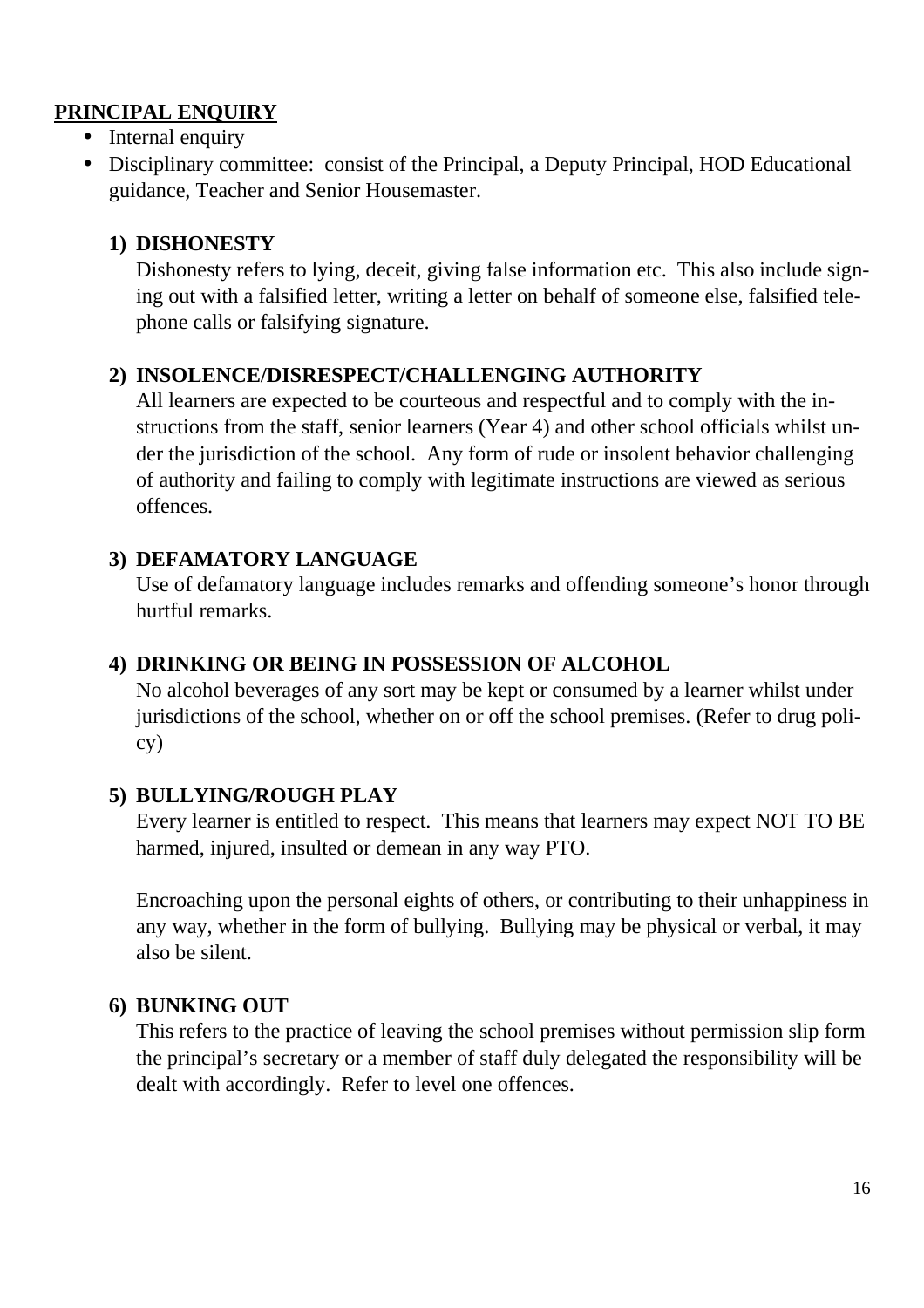**PRINCIPAL ENQUIRY**

- Internal enquiry
- Disciplinary committee: consist of the Principal, a Deputy Principal, HOD Educational guidance, Teacher and Senior Housemaster.

1) **DISHONESTY**

   Dishonesty refers to lying, deceit, giving false information etc. This also include signing out with a falsified letter, writing a letter on behalf of someone else, falsified telephone calls or falsifying signature.

2) **INSOLENCE/DISRESPECT/CHALLENGING AUTHORITY**

   All learners are expected to be courteous and respectful and to comply with the instructions from the staff, senior learners (Year 4) and other school officials whilst under the jurisdiction of the school. Any form of rude or insolent behavior challenging of authority and failing to comply with legitimate instructions are viewed as serious offences.

3) **DEFAMATORY LANGUAGE**

   Use of defamatory language includes remarks and offending someone's honor through hurtful remarks.

4) **DRINKING OR BEING IN POSSESSION OF ALCOHOL**

   No alcohol beverages of any sort may be kept or consumed by a learner whilst under jurisdictions of the school, whether on or off the school premises. (Refer to drug policy)

5) **BULLYING/ROUGH PLAY**

   Every learner is entitled to respect. This means that learners may expect NOT TO BE harmed, injured, insulted or demean in any way PTO.

   Encroaching upon the personal eights of others, or contributing to their unhappiness in any way, whether in the form of bullying. Bullying may be physical or verbal, it may also be silent.

6) **BUNKING OUT**

   This refers to the practice of leaving the school premises without permission slip form the principal's secretary or a member of staff duly delegated the responsibility will be dealt with accordingly. Refer to level one offences.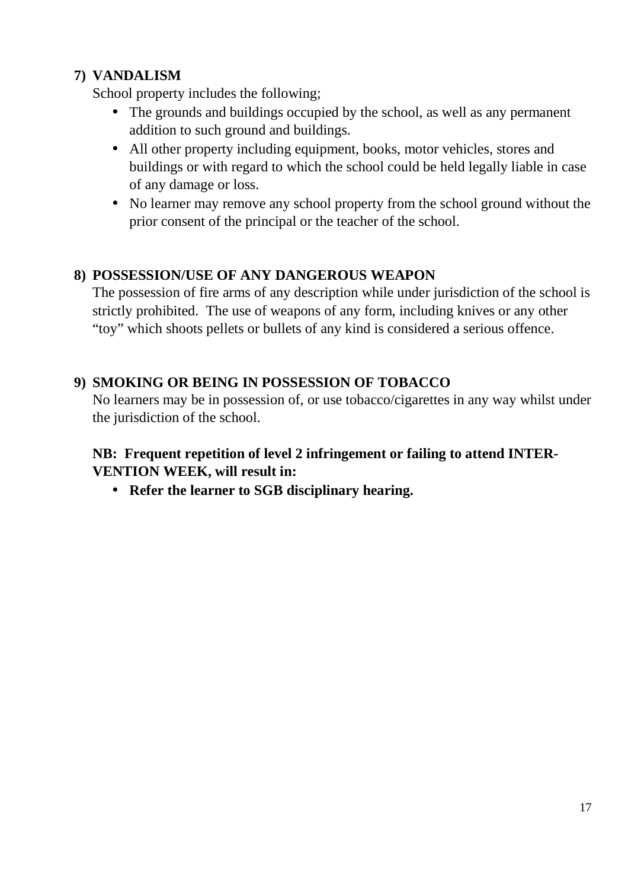**7) VANDALISM**

School property includes the following;

- The grounds and buildings occupied by the school, as well as any permanent addition to such ground and buildings.
- All other property including equipment, books, motor vehicles, stores and buildings or with regard to which the school could be held legally liable in case of any damage or loss.
- No learner may remove any school property from the school ground without the prior consent of the principal or the teacher of the school.

**8) POSSESSION/USE OF ANY DANGEROUS WEAPON**

The possession of fire arms of any description while under jurisdiction of the school is strictly prohibited. The use of weapons of any form, including knives or any other "toy" which shoots pellets or bullets of any kind is considered a serious offence.

**9) SMOKING OR BEING IN POSSESSION OF TOBACCO**

No learners may be in possession of, or use tobacco/cigarettes in any way whilst under the jurisdiction of the school.

**NB: Frequent repetition of level 2 infringement or failing to attend INTERVENTION WEEK, will result in:**

- **Refer the learner to SGB disciplinary hearing.**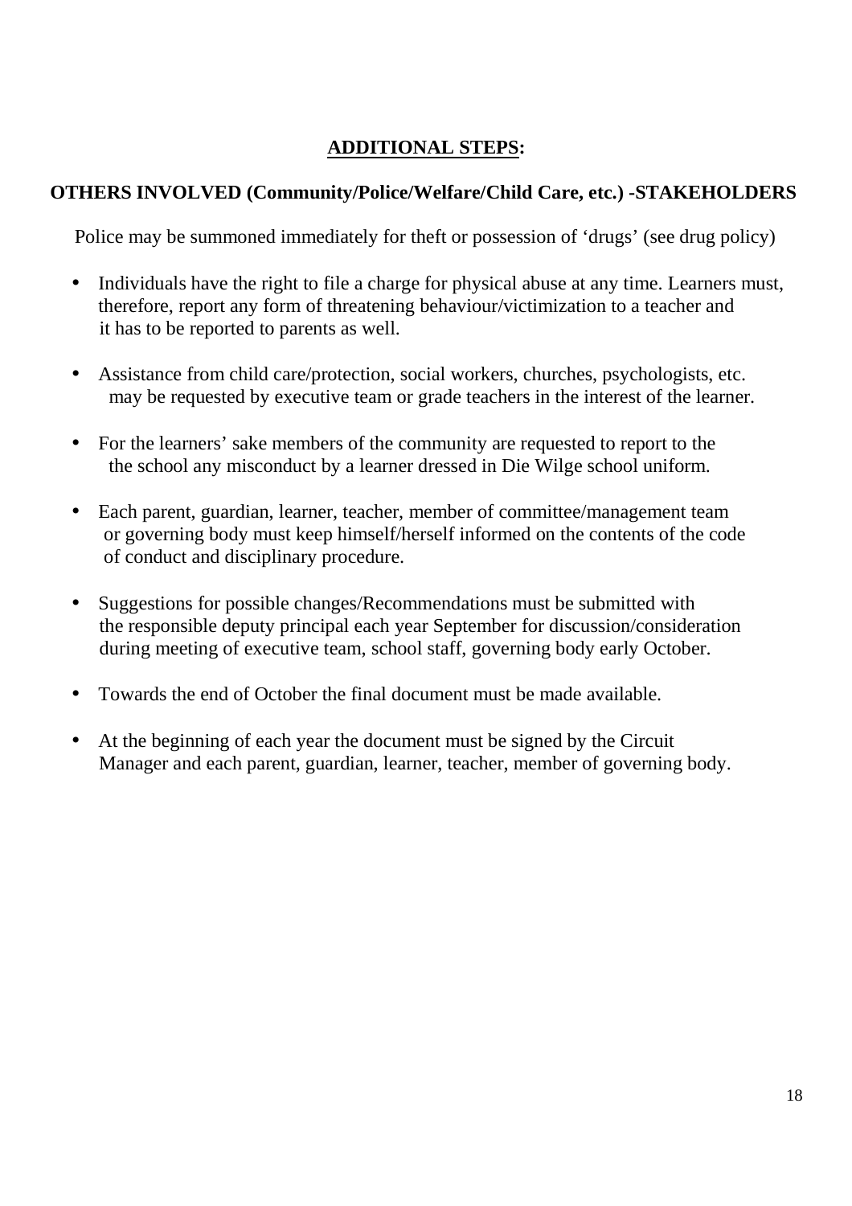## ADDITIONAL STEPS:

### OTHERS INVOLVED (Community/Police/Welfare/Child Care, etc.) -STAKEHOLDERS

Police may be summoned immediately for theft or possession of 'drugs' (see drug policy)

- Individuals have the right to file a charge for physical abuse at any time. Learners must, therefore, report any form of threatening behaviour/victimization to a teacher and it has to be reported to parents as well.
- Assistance from child care/protection, social workers, churches, psychologists, etc. may be requested by executive team or grade teachers in the interest of the learner.
- For the learners' sake members of the community are requested to report to the the school any misconduct by a learner dressed in Die Wilge school uniform.
- Each parent, guardian, learner, teacher, member of committee/management team or governing body must keep himself/herself informed on the contents of the code of conduct and disciplinary procedure.
- Suggestions for possible changes/Recommendations must be submitted with the responsible deputy principal each year September for discussion/consideration during meeting of executive team, school staff, governing body early October.
- Towards the end of October the final document must be made available.
- At the beginning of each year the document must be signed by the Circuit Manager and each parent, guardian, learner, teacher, member of governing body.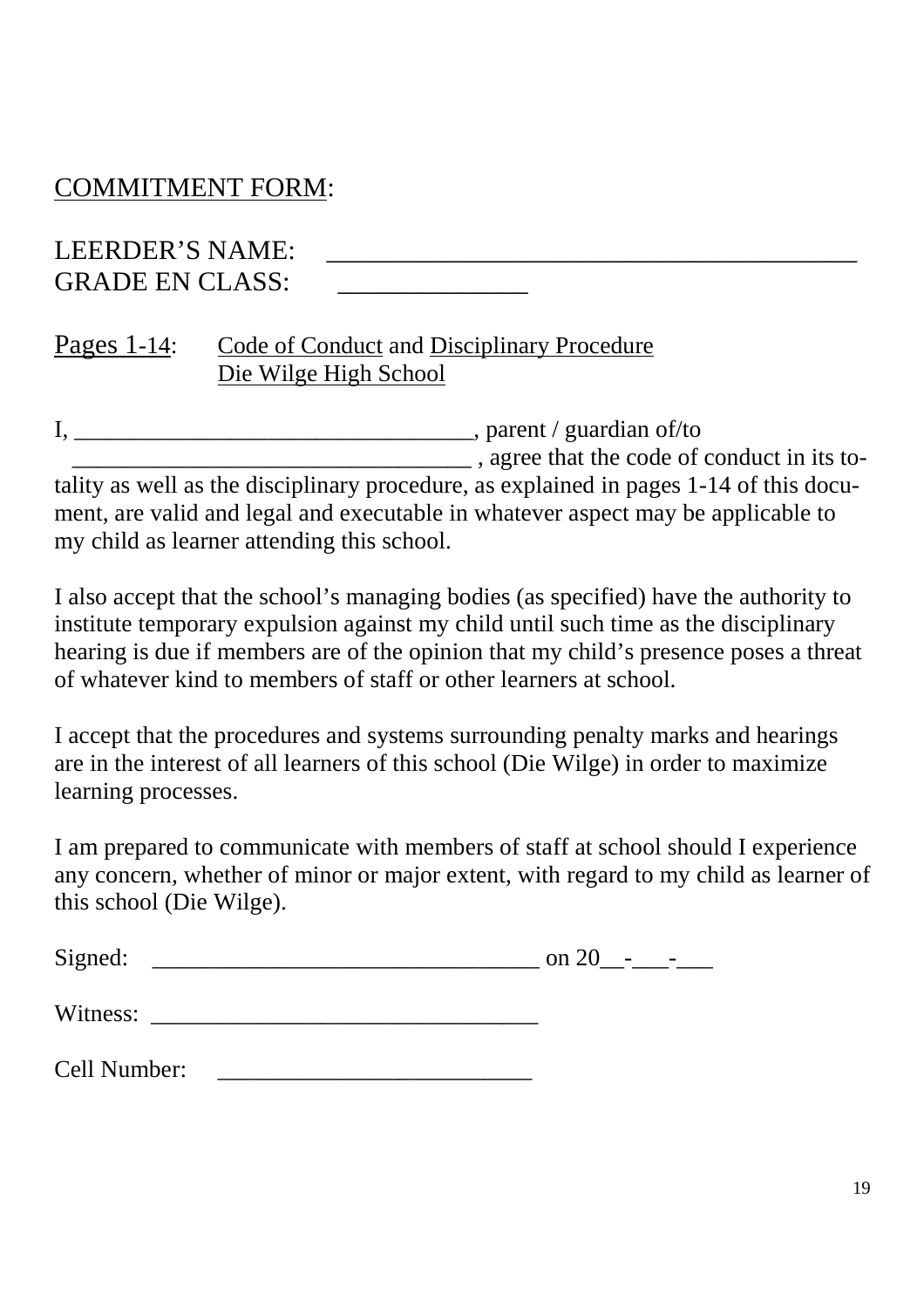COMMITMENT FORM:

LEERDER'S NAME: ________________________________________

GRADE EN CLASS: ______________

Pages 1-14: Code of Conduct and Disciplinary Procedure
Die Wilge High School

I, _________________________________, parent / guardian of/to _________________________________ , agree that the code of conduct in its totality as well as the disciplinary procedure, as explained in pages 1-14 of this document, are valid and legal and executable in whatever aspect may be applicable to my child as learner attending this school.

I also accept that the school's managing bodies (as specified) have the authority to institute temporary expulsion against my child until such time as the disciplinary hearing is due if members are of the opinion that my child's presence poses a threat of whatever kind to members of staff or other learners at school.

I accept that the procedures and systems surrounding penalty marks and hearings are in the interest of all learners of this school (Die Wilge) in order to maximize learning processes.

I am prepared to communicate with members of staff at school should I experience any concern, whether of minor or major extent, with regard to my child as learner of this school (Die Wilge).

Signed: ________________________________ on 20__-___-___

Witness: ________________________________

Cell Number: __________________________